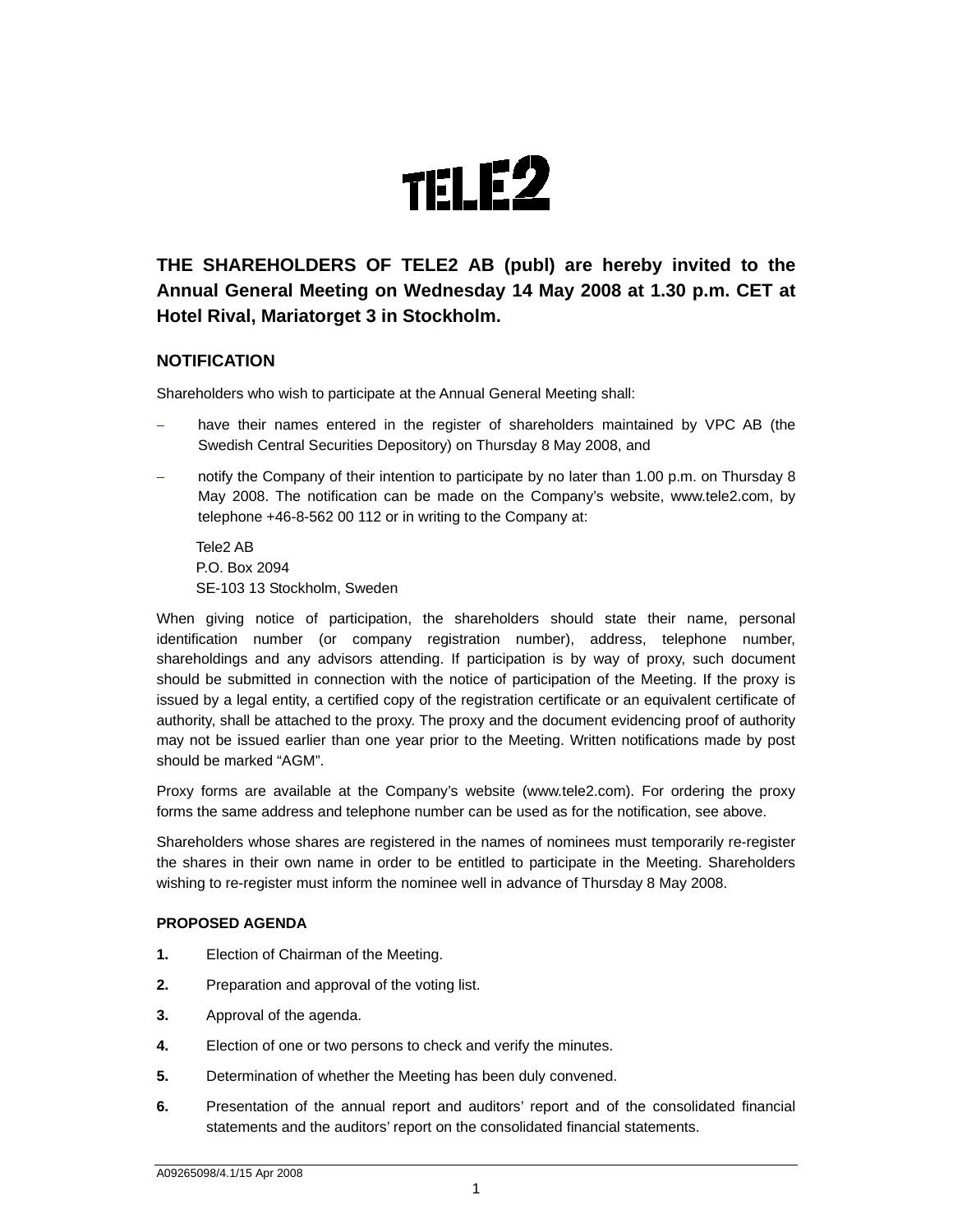TELE2

## THE SHAREHOLDERS OF TELE2 AB (publ) are hereby invited to the Annual General Meeting on Wednesday 14 May 2008 at 1.30 p.m. CET at Hotel Rival, Mariatorget 3 in Stockholm.

### NOTIFICATION

Shareholders who wish to participate at the Annual General Meeting shall:

- have their names entered in the register of shareholders maintained by VPC AB (the Swedish Central Securities Depository) on Thursday 8 May 2008, and
- notify the Company of their intention to participate by no later than 1.00 p.m. on Thursday 8 May 2008. The notification can be made on the Company's website, www.tele2.com, by telephone +46-8-562 00 112 or in writing to the Company at:

  Tele2 AB
  P.O. Box 2094
  SE-103 13 Stockholm, Sweden

When giving notice of participation, the shareholders should state their name, personal identification number (or company registration number), address, telephone number, shareholdings and any advisors attending. If participation is by way of proxy, such document should be submitted in connection with the notice of participation of the Meeting. If the proxy is issued by a legal entity, a certified copy of the registration certificate or an equivalent certificate of authority, shall be attached to the proxy. The proxy and the document evidencing proof of authority may not be issued earlier than one year prior to the Meeting. Written notifications made by post should be marked "AGM".

Proxy forms are available at the Company's website (www.tele2.com). For ordering the proxy forms the same address and telephone number can be used as for the notification, see above.

Shareholders whose shares are registered in the names of nominees must temporarily re-register the shares in their own name in order to be entitled to participate in the Meeting. Shareholders wishing to re-register must inform the nominee well in advance of Thursday 8 May 2008.

#### PROPOSED AGENDA

1. Election of Chairman of the Meeting.
2. Preparation and approval of the voting list.
3. Approval of the agenda.
4. Election of one or two persons to check and verify the minutes.
5. Determination of whether the Meeting has been duly convened.
6. Presentation of the annual report and auditors' report and of the consolidated financial statements and the auditors' report on the consolidated financial statements.

A09265098/4.1/15 Apr 2008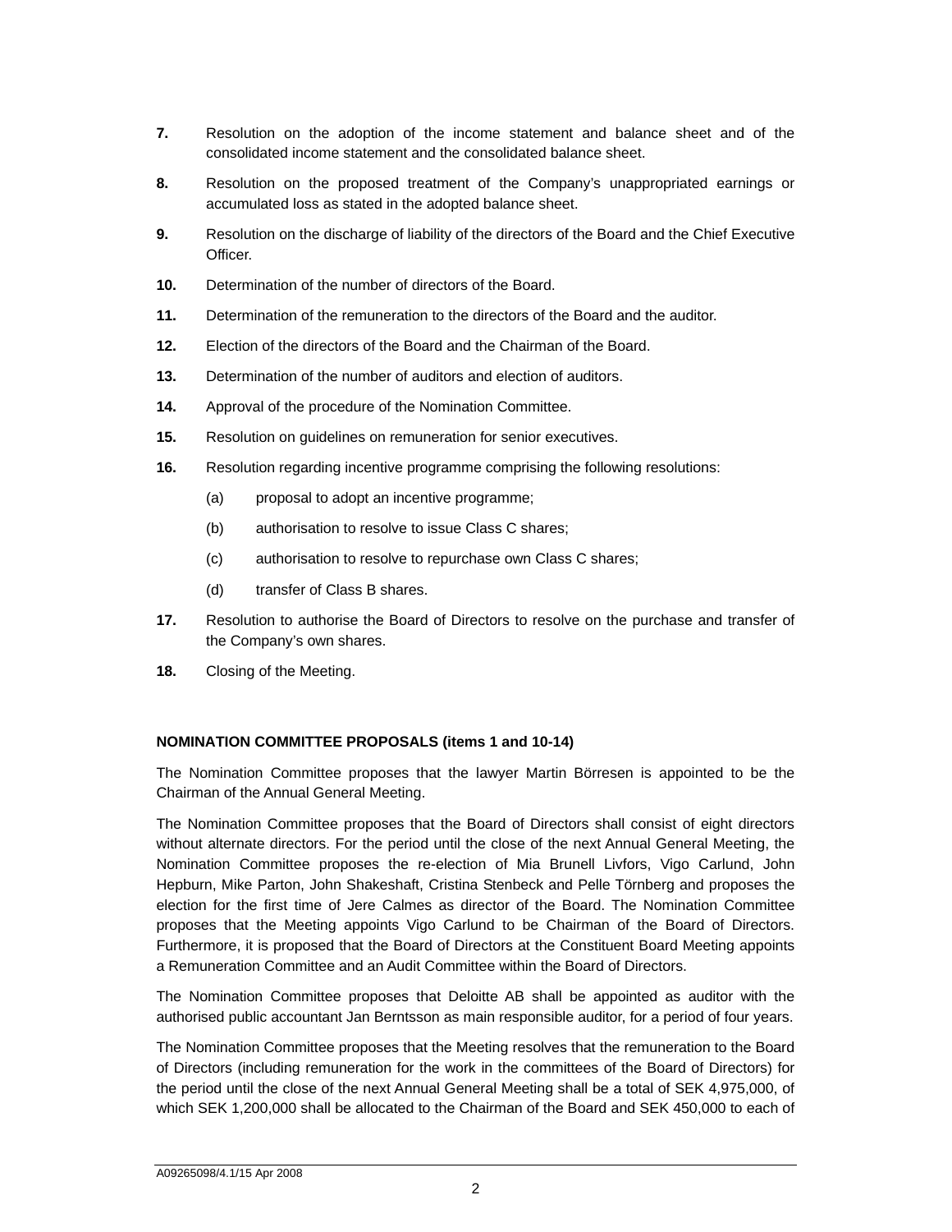**7.** Resolution on the adoption of the income statement and balance sheet and of the consolidated income statement and the consolidated balance sheet.

**8.** Resolution on the proposed treatment of the Company's unappropriated earnings or accumulated loss as stated in the adopted balance sheet.

**9.** Resolution on the discharge of liability of the directors of the Board and the Chief Executive Officer.

**10.** Determination of the number of directors of the Board.

**11.** Determination of the remuneration to the directors of the Board and the auditor.

**12.** Election of the directors of the Board and the Chairman of the Board.

**13.** Determination of the number of auditors and election of auditors.

**14.** Approval of the procedure of the Nomination Committee.

**15.** Resolution on guidelines on remuneration for senior executives.

**16.** Resolution regarding incentive programme comprising the following resolutions:

(a) proposal to adopt an incentive programme;

(b) authorisation to resolve to issue Class C shares;

(c) authorisation to resolve to repurchase own Class C shares;

(d) transfer of Class B shares.

**17.** Resolution to authorise the Board of Directors to resolve on the purchase and transfer of the Company's own shares.

**18.** Closing of the Meeting.

**NOMINATION COMMITTEE PROPOSALS (items 1 and 10-14)**

The Nomination Committee proposes that the lawyer Martin Börresen is appointed to be the Chairman of the Annual General Meeting.

The Nomination Committee proposes that the Board of Directors shall consist of eight directors without alternate directors. For the period until the close of the next Annual General Meeting, the Nomination Committee proposes the re-election of Mia Brunell Livfors, Vigo Carlund, John Hepburn, Mike Parton, John Shakeshaft, Cristina Stenbeck and Pelle Törnberg and proposes the election for the first time of Jere Calmes as director of the Board. The Nomination Committee proposes that the Meeting appoints Vigo Carlund to be Chairman of the Board of Directors. Furthermore, it is proposed that the Board of Directors at the Constituent Board Meeting appoints a Remuneration Committee and an Audit Committee within the Board of Directors.

The Nomination Committee proposes that Deloitte AB shall be appointed as auditor with the authorised public accountant Jan Berntsson as main responsible auditor, for a period of four years.

The Nomination Committee proposes that the Meeting resolves that the remuneration to the Board of Directors (including remuneration for the work in the committees of the Board of Directors) for the period until the close of the next Annual General Meeting shall be a total of SEK 4,975,000, of which SEK 1,200,000 shall be allocated to the Chairman of the Board and SEK 450,000 to each of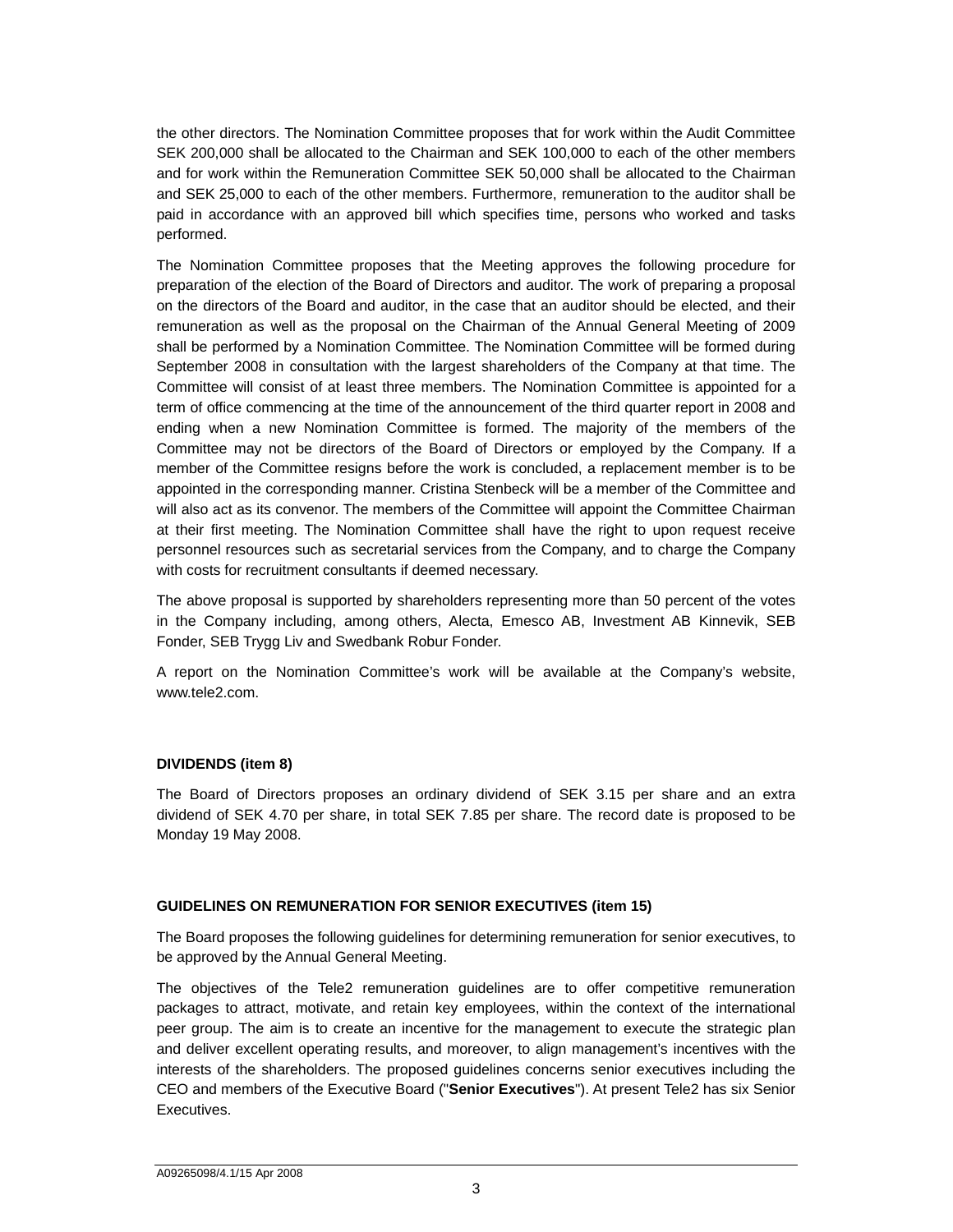the other directors. The Nomination Committee proposes that for work within the Audit Committee SEK 200,000 shall be allocated to the Chairman and SEK 100,000 to each of the other members and for work within the Remuneration Committee SEK 50,000 shall be allocated to the Chairman and SEK 25,000 to each of the other members. Furthermore, remuneration to the auditor shall be paid in accordance with an approved bill which specifies time, persons who worked and tasks performed.

The Nomination Committee proposes that the Meeting approves the following procedure for preparation of the election of the Board of Directors and auditor. The work of preparing a proposal on the directors of the Board and auditor, in the case that an auditor should be elected, and their remuneration as well as the proposal on the Chairman of the Annual General Meeting of 2009 shall be performed by a Nomination Committee. The Nomination Committee will be formed during September 2008 in consultation with the largest shareholders of the Company at that time. The Committee will consist of at least three members. The Nomination Committee is appointed for a term of office commencing at the time of the announcement of the third quarter report in 2008 and ending when a new Nomination Committee is formed. The majority of the members of the Committee may not be directors of the Board of Directors or employed by the Company. If a member of the Committee resigns before the work is concluded, a replacement member is to be appointed in the corresponding manner. Cristina Stenbeck will be a member of the Committee and will also act as its convenor. The members of the Committee will appoint the Committee Chairman at their first meeting. The Nomination Committee shall have the right to upon request receive personnel resources such as secretarial services from the Company, and to charge the Company with costs for recruitment consultants if deemed necessary.

The above proposal is supported by shareholders representing more than 50 percent of the votes in the Company including, among others, Alecta, Emesco AB, Investment AB Kinnevik, SEB Fonder, SEB Trygg Liv and Swedbank Robur Fonder.

A report on the Nomination Committee's work will be available at the Company's website, www.tele2.com.

**DIVIDENDS (item 8)**

The Board of Directors proposes an ordinary dividend of SEK 3.15 per share and an extra dividend of SEK 4.70 per share, in total SEK 7.85 per share. The record date is proposed to be Monday 19 May 2008.

**GUIDELINES ON REMUNERATION FOR SENIOR EXECUTIVES (item 15)**

The Board proposes the following guidelines for determining remuneration for senior executives, to be approved by the Annual General Meeting.

The objectives of the Tele2 remuneration guidelines are to offer competitive remuneration packages to attract, motivate, and retain key employees, within the context of the international peer group. The aim is to create an incentive for the management to execute the strategic plan and deliver excellent operating results, and moreover, to align management's incentives with the interests of the shareholders. The proposed guidelines concerns senior executives including the CEO and members of the Executive Board ("**Senior Executives**"). At present Tele2 has six Senior Executives.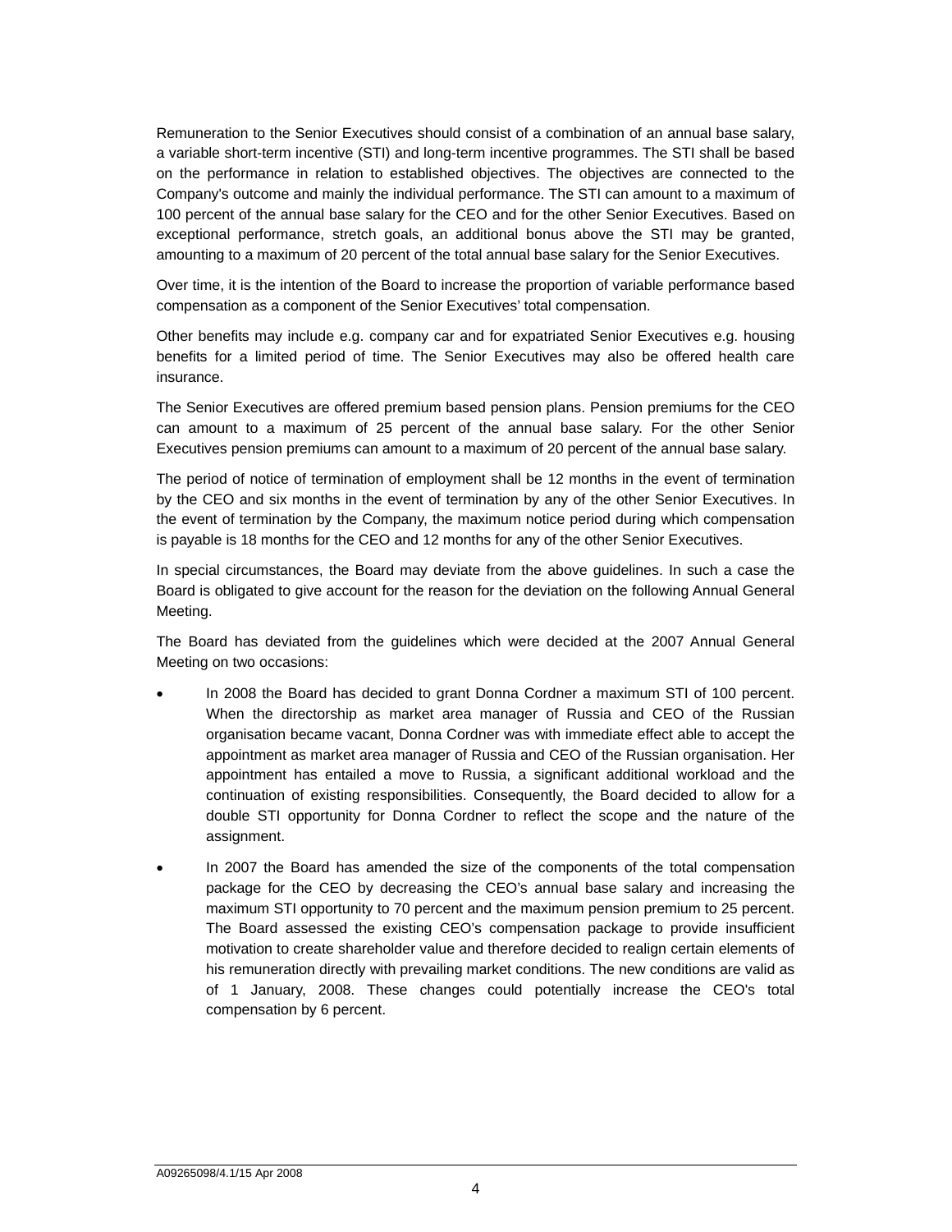Remuneration to the Senior Executives should consist of a combination of an annual base salary, a variable short-term incentive (STI) and long-term incentive programmes. The STI shall be based on the performance in relation to established objectives. The objectives are connected to the Company's outcome and mainly the individual performance. The STI can amount to a maximum of 100 percent of the annual base salary for the CEO and for the other Senior Executives. Based on exceptional performance, stretch goals, an additional bonus above the STI may be granted, amounting to a maximum of 20 percent of the total annual base salary for the Senior Executives.

Over time, it is the intention of the Board to increase the proportion of variable performance based compensation as a component of the Senior Executives' total compensation.

Other benefits may include e.g. company car and for expatriated Senior Executives e.g. housing benefits for a limited period of time. The Senior Executives may also be offered health care insurance.

The Senior Executives are offered premium based pension plans. Pension premiums for the CEO can amount to a maximum of 25 percent of the annual base salary. For the other Senior Executives pension premiums can amount to a maximum of 20 percent of the annual base salary.

The period of notice of termination of employment shall be 12 months in the event of termination by the CEO and six months in the event of termination by any of the other Senior Executives. In the event of termination by the Company, the maximum notice period during which compensation is payable is 18 months for the CEO and 12 months for any of the other Senior Executives.

In special circumstances, the Board may deviate from the above guidelines. In such a case the Board is obligated to give account for the reason for the deviation on the following Annual General Meeting.

The Board has deviated from the guidelines which were decided at the 2007 Annual General Meeting on two occasions:

- In 2008 the Board has decided to grant Donna Cordner a maximum STI of 100 percent. When the directorship as market area manager of Russia and CEO of the Russian organisation became vacant, Donna Cordner was with immediate effect able to accept the appointment as market area manager of Russia and CEO of the Russian organisation. Her appointment has entailed a move to Russia, a significant additional workload and the continuation of existing responsibilities. Consequently, the Board decided to allow for a double STI opportunity for Donna Cordner to reflect the scope and the nature of the assignment.
- In 2007 the Board has amended the size of the components of the total compensation package for the CEO by decreasing the CEO's annual base salary and increasing the maximum STI opportunity to 70 percent and the maximum pension premium to 25 percent. The Board assessed the existing CEO's compensation package to provide insufficient motivation to create shareholder value and therefore decided to realign certain elements of his remuneration directly with prevailing market conditions. The new conditions are valid as of 1 January, 2008. These changes could potentially increase the CEO's total compensation by 6 percent.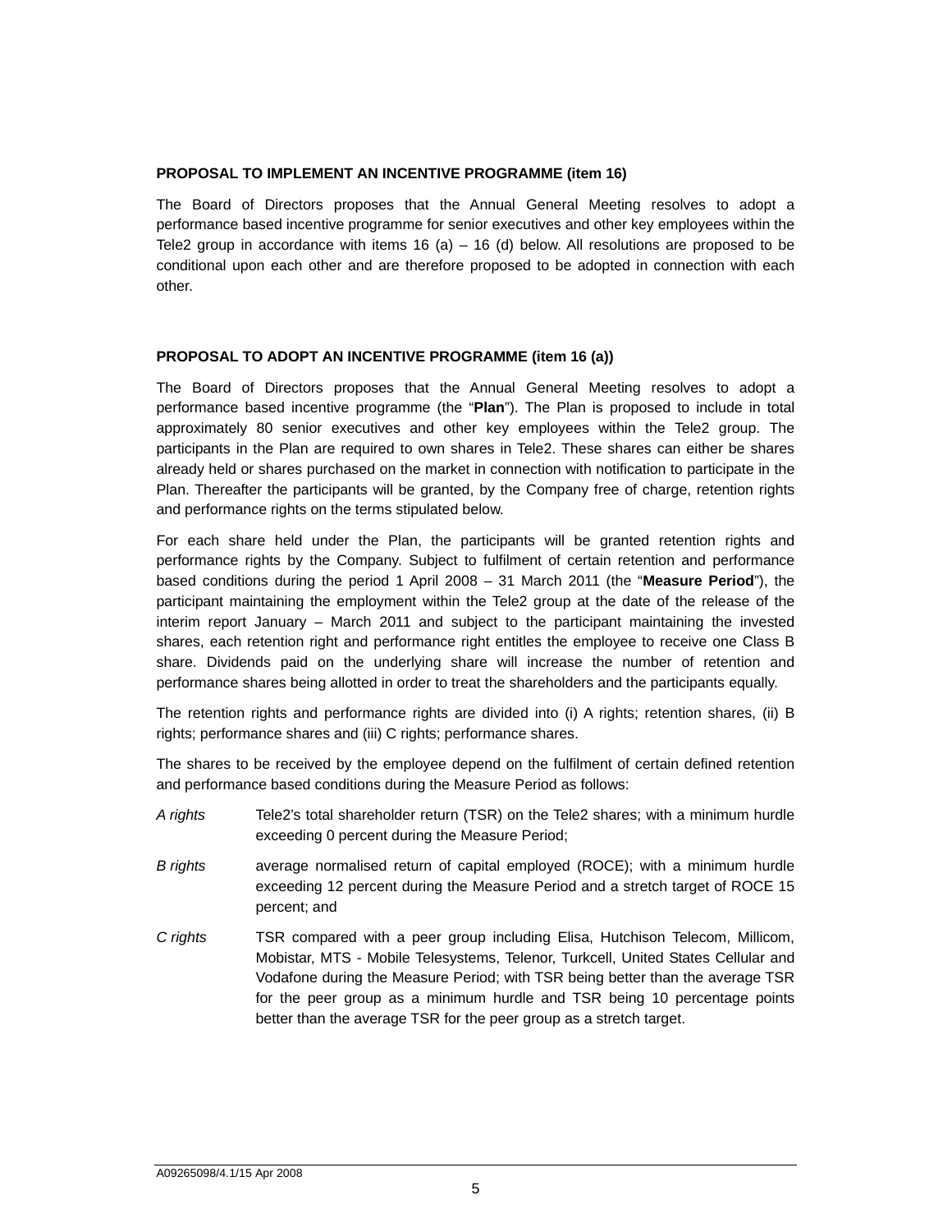**PROPOSAL TO IMPLEMENT AN INCENTIVE PROGRAMME (item 16)**

The Board of Directors proposes that the Annual General Meeting resolves to adopt a performance based incentive programme for senior executives and other key employees within the Tele2 group in accordance with items 16 (a) – 16 (d) below. All resolutions are proposed to be conditional upon each other and are therefore proposed to be adopted in connection with each other.

**PROPOSAL TO ADOPT AN INCENTIVE PROGRAMME (item 16 (a))**

The Board of Directors proposes that the Annual General Meeting resolves to adopt a performance based incentive programme (the "**Plan**"). The Plan is proposed to include in total approximately 80 senior executives and other key employees within the Tele2 group. The participants in the Plan are required to own shares in Tele2. These shares can either be shares already held or shares purchased on the market in connection with notification to participate in the Plan. Thereafter the participants will be granted, by the Company free of charge, retention rights and performance rights on the terms stipulated below.

For each share held under the Plan, the participants will be granted retention rights and performance rights by the Company. Subject to fulfilment of certain retention and performance based conditions during the period 1 April 2008 – 31 March 2011 (the "**Measure Period**"), the participant maintaining the employment within the Tele2 group at the date of the release of the interim report January – March 2011 and subject to the participant maintaining the invested shares, each retention right and performance right entitles the employee to receive one Class B share. Dividends paid on the underlying share will increase the number of retention and performance shares being allotted in order to treat the shareholders and the participants equally.

The retention rights and performance rights are divided into (i) A rights; retention shares, (ii) B rights; performance shares and (iii) C rights; performance shares.

The shares to be received by the employee depend on the fulfilment of certain defined retention and performance based conditions during the Measure Period as follows:

*A rights* Tele2's total shareholder return (TSR) on the Tele2 shares; with a minimum hurdle exceeding 0 percent during the Measure Period;

*B rights* average normalised return of capital employed (ROCE); with a minimum hurdle exceeding 12 percent during the Measure Period and a stretch target of ROCE 15 percent; and

*C rights* TSR compared with a peer group including Elisa, Hutchison Telecom, Millicom, Mobistar, MTS - Mobile Telesystems, Telenor, Turkcell, United States Cellular and Vodafone during the Measure Period; with TSR being better than the average TSR for the peer group as a minimum hurdle and TSR being 10 percentage points better than the average TSR for the peer group as a stretch target.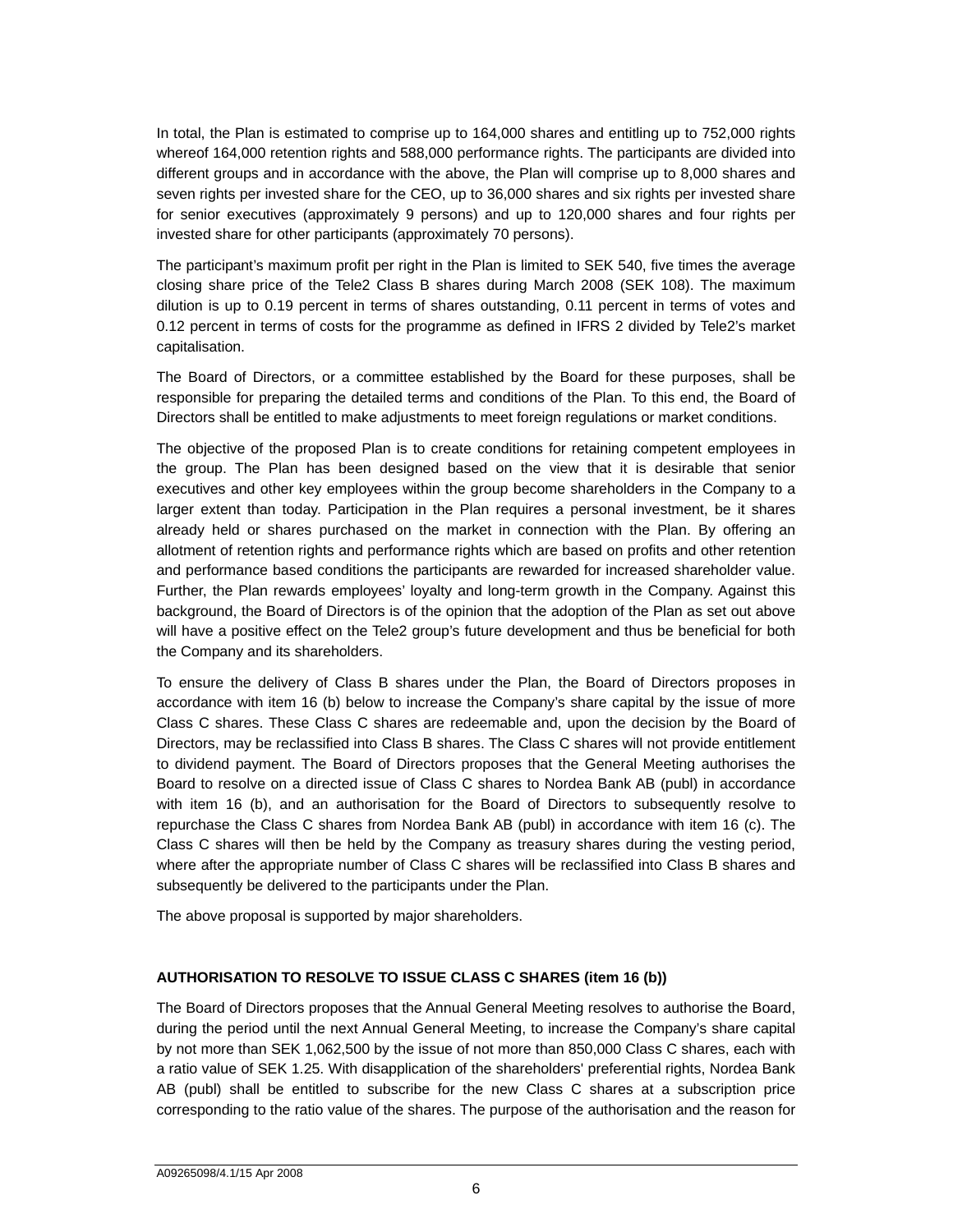In total, the Plan is estimated to comprise up to 164,000 shares and entitling up to 752,000 rights whereof 164,000 retention rights and 588,000 performance rights. The participants are divided into different groups and in accordance with the above, the Plan will comprise up to 8,000 shares and seven rights per invested share for the CEO, up to 36,000 shares and six rights per invested share for senior executives (approximately 9 persons) and up to 120,000 shares and four rights per invested share for other participants (approximately 70 persons).

The participant's maximum profit per right in the Plan is limited to SEK 540, five times the average closing share price of the Tele2 Class B shares during March 2008 (SEK 108). The maximum dilution is up to 0.19 percent in terms of shares outstanding, 0.11 percent in terms of votes and 0.12 percent in terms of costs for the programme as defined in IFRS 2 divided by Tele2's market capitalisation.

The Board of Directors, or a committee established by the Board for these purposes, shall be responsible for preparing the detailed terms and conditions of the Plan. To this end, the Board of Directors shall be entitled to make adjustments to meet foreign regulations or market conditions.

The objective of the proposed Plan is to create conditions for retaining competent employees in the group. The Plan has been designed based on the view that it is desirable that senior executives and other key employees within the group become shareholders in the Company to a larger extent than today. Participation in the Plan requires a personal investment, be it shares already held or shares purchased on the market in connection with the Plan. By offering an allotment of retention rights and performance rights which are based on profits and other retention and performance based conditions the participants are rewarded for increased shareholder value. Further, the Plan rewards employees' loyalty and long-term growth in the Company. Against this background, the Board of Directors is of the opinion that the adoption of the Plan as set out above will have a positive effect on the Tele2 group's future development and thus be beneficial for both the Company and its shareholders.

To ensure the delivery of Class B shares under the Plan, the Board of Directors proposes in accordance with item 16 (b) below to increase the Company's share capital by the issue of more Class C shares. These Class C shares are redeemable and, upon the decision by the Board of Directors, may be reclassified into Class B shares. The Class C shares will not provide entitlement to dividend payment. The Board of Directors proposes that the General Meeting authorises the Board to resolve on a directed issue of Class C shares to Nordea Bank AB (publ) in accordance with item 16 (b), and an authorisation for the Board of Directors to subsequently resolve to repurchase the Class C shares from Nordea Bank AB (publ) in accordance with item 16 (c). The Class C shares will then be held by the Company as treasury shares during the vesting period, where after the appropriate number of Class C shares will be reclassified into Class B shares and subsequently be delivered to the participants under the Plan.

The above proposal is supported by major shareholders.

**AUTHORISATION TO RESOLVE TO ISSUE CLASS C SHARES (item 16 (b))**

The Board of Directors proposes that the Annual General Meeting resolves to authorise the Board, during the period until the next Annual General Meeting, to increase the Company's share capital by not more than SEK 1,062,500 by the issue of not more than 850,000 Class C shares, each with a ratio value of SEK 1.25. With disapplication of the shareholders' preferential rights, Nordea Bank AB (publ) shall be entitled to subscribe for the new Class C shares at a subscription price corresponding to the ratio value of the shares. The purpose of the authorisation and the reason for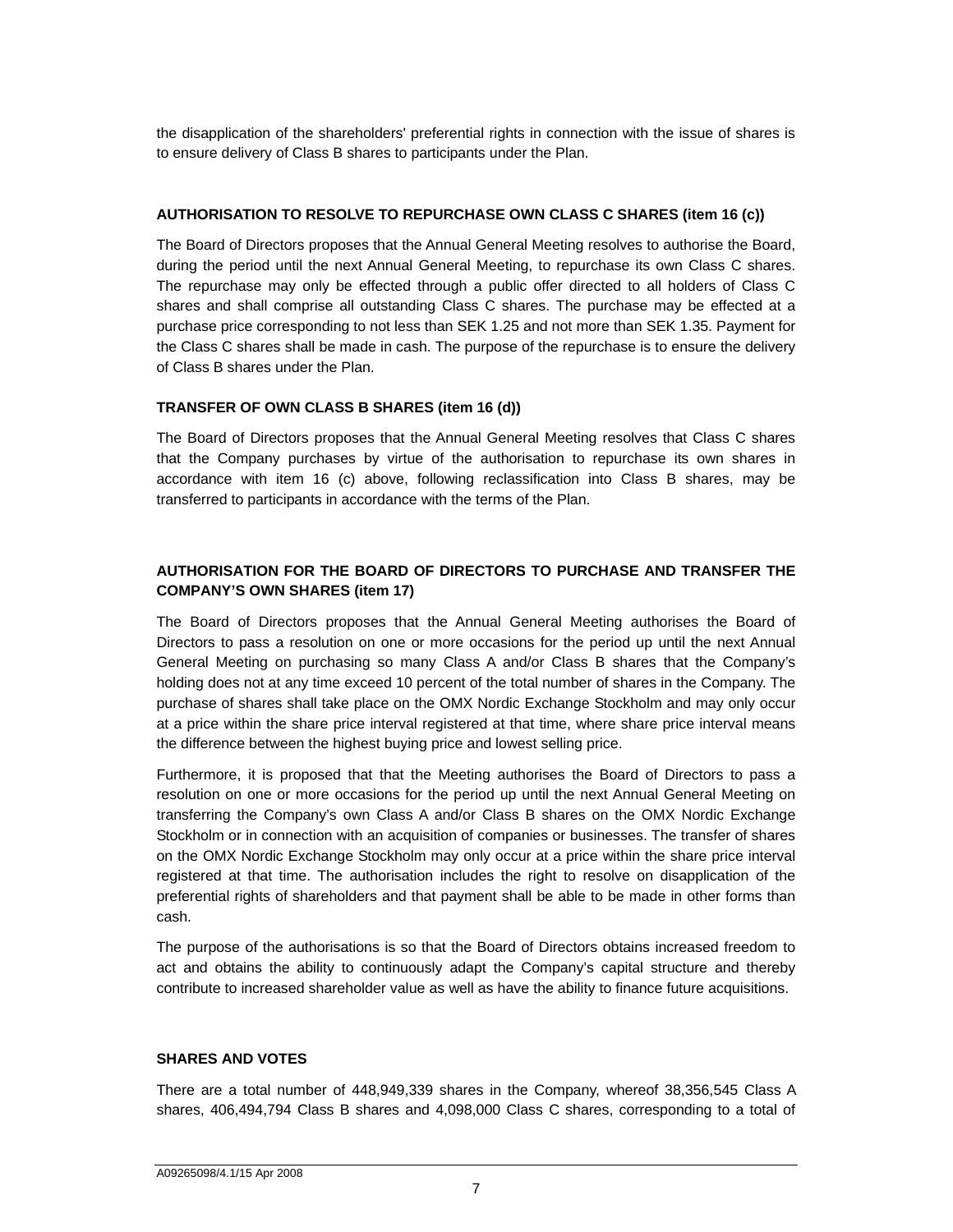the disapplication of the shareholders' preferential rights in connection with the issue of shares is to ensure delivery of Class B shares to participants under the Plan.

**AUTHORISATION TO RESOLVE TO REPURCHASE OWN CLASS C SHARES (item 16 (c))**

The Board of Directors proposes that the Annual General Meeting resolves to authorise the Board, during the period until the next Annual General Meeting, to repurchase its own Class C shares. The repurchase may only be effected through a public offer directed to all holders of Class C shares and shall comprise all outstanding Class C shares. The purchase may be effected at a purchase price corresponding to not less than SEK 1.25 and not more than SEK 1.35. Payment for the Class C shares shall be made in cash. The purpose of the repurchase is to ensure the delivery of Class B shares under the Plan.

**TRANSFER OF OWN CLASS B SHARES (item 16 (d))**

The Board of Directors proposes that the Annual General Meeting resolves that Class C shares that the Company purchases by virtue of the authorisation to repurchase its own shares in accordance with item 16 (c) above, following reclassification into Class B shares, may be transferred to participants in accordance with the terms of the Plan.

**AUTHORISATION FOR THE BOARD OF DIRECTORS TO PURCHASE AND TRANSFER THE COMPANY'S OWN SHARES (item 17)**

The Board of Directors proposes that the Annual General Meeting authorises the Board of Directors to pass a resolution on one or more occasions for the period up until the next Annual General Meeting on purchasing so many Class A and/or Class B shares that the Company's holding does not at any time exceed 10 percent of the total number of shares in the Company. The purchase of shares shall take place on the OMX Nordic Exchange Stockholm and may only occur at a price within the share price interval registered at that time, where share price interval means the difference between the highest buying price and lowest selling price.

Furthermore, it is proposed that that the Meeting authorises the Board of Directors to pass a resolution on one or more occasions for the period up until the next Annual General Meeting on transferring the Company's own Class A and/or Class B shares on the OMX Nordic Exchange Stockholm or in connection with an acquisition of companies or businesses. The transfer of shares on the OMX Nordic Exchange Stockholm may only occur at a price within the share price interval registered at that time. The authorisation includes the right to resolve on disapplication of the preferential rights of shareholders and that payment shall be able to be made in other forms than cash.

The purpose of the authorisations is so that the Board of Directors obtains increased freedom to act and obtains the ability to continuously adapt the Company's capital structure and thereby contribute to increased shareholder value as well as have the ability to finance future acquisitions.

**SHARES AND VOTES**

There are a total number of 448,949,339 shares in the Company, whereof 38,356,545 Class A shares, 406,494,794 Class B shares and 4,098,000 Class C shares, corresponding to a total of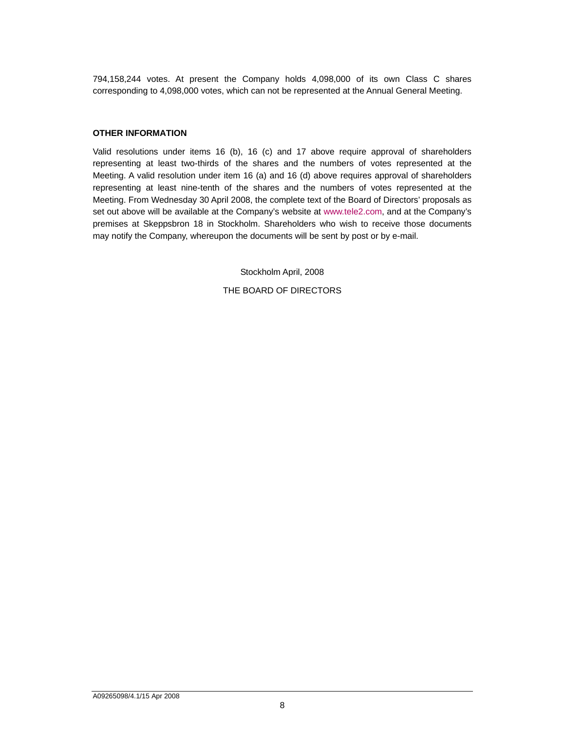794,158,244 votes. At present the Company holds 4,098,000 of its own Class C shares corresponding to 4,098,000 votes, which can not be represented at the Annual General Meeting.

**OTHER INFORMATION**

Valid resolutions under items 16 (b), 16 (c) and 17 above require approval of shareholders representing at least two-thirds of the shares and the numbers of votes represented at the Meeting. A valid resolution under item 16 (a) and 16 (d) above requires approval of shareholders representing at least nine-tenth of the shares and the numbers of votes represented at the Meeting. From Wednesday 30 April 2008, the complete text of the Board of Directors' proposals as set out above will be available at the Company's website at www.tele2.com, and at the Company's premises at Skeppsbron 18 in Stockholm. Shareholders who wish to receive those documents may notify the Company, whereupon the documents will be sent by post or by e-mail.

Stockholm April, 2008

THE BOARD OF DIRECTORS

A09265098/4.1/15 Apr 2008